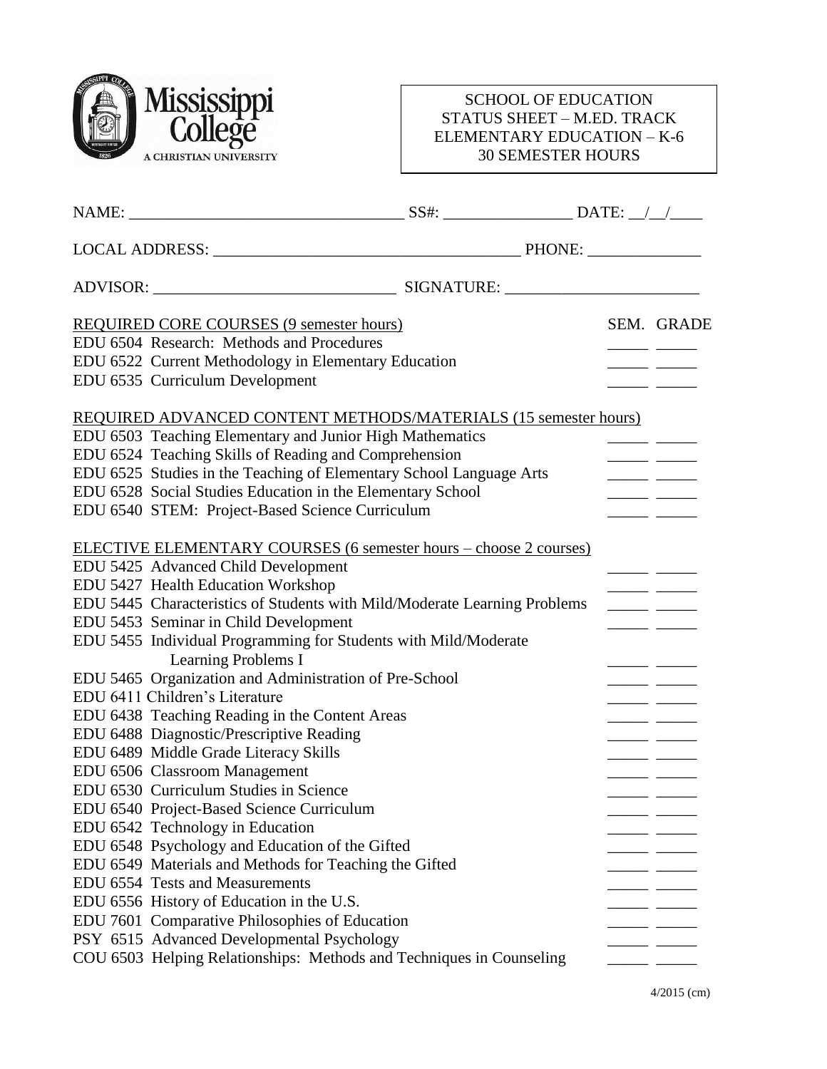Mississippi College
A CHRISTIAN UNIVERSITY

SCHOOL OF EDUCATION
STATUS SHEET – M.ED. TRACK
ELEMENTARY EDUCATION – K-6
30 SEMESTER HOURS

NAME: ______________________________ SS#: _______________ DATE: __/__/____

LOCAL ADDRESS: __________________________________ PHONE: _____________

ADVISOR: ____________________________ SIGNATURE: _______________________

| REQUIRED CORE COURSES (9 semester hours) | SEM. | GRADE |
|---|---|---|
| EDU 6504 Research: Methods and Procedures | _____ | _____ |
| EDU 6522 Current Methodology in Elementary Education | _____ | _____ |
| EDU 6535 Curriculum Development | _____ | _____ |
| **REQUIRED ADVANCED CONTENT METHODS/MATERIALS (15 semester hours)** | | |
| EDU 6503 Teaching Elementary and Junior High Mathematics | _____ | _____ |
| EDU 6524 Teaching Skills of Reading and Comprehension | _____ | _____ |
| EDU 6525 Studies in the Teaching of Elementary School Language Arts | _____ | _____ |
| EDU 6528 Social Studies Education in the Elementary School | _____ | _____ |
| EDU 6540 STEM: Project-Based Science Curriculum | _____ | _____ |
| **ELECTIVE ELEMENTARY COURSES (6 semester hours – choose 2 courses)** | | |
| EDU 5425 Advanced Child Development | _____ | _____ |
| EDU 5427 Health Education Workshop | _____ | _____ |
| EDU 5445 Characteristics of Students with Mild/Moderate Learning Problems | _____ | _____ |
| EDU 5453 Seminar in Child Development | _____ | _____ |
| EDU 5455 Individual Programming for Students with Mild/Moderate Learning Problems I | _____ | _____ |
| EDU 5465 Organization and Administration of Pre-School | _____ | _____ |
| EDU 6411 Children's Literature | _____ | _____ |
| EDU 6438 Teaching Reading in the Content Areas | _____ | _____ |
| EDU 6488 Diagnostic/Prescriptive Reading | _____ | _____ |
| EDU 6489 Middle Grade Literacy Skills | _____ | _____ |
| EDU 6506 Classroom Management | _____ | _____ |
| EDU 6530 Curriculum Studies in Science | _____ | _____ |
| EDU 6540 Project-Based Science Curriculum | _____ | _____ |
| EDU 6542 Technology in Education | _____ | _____ |
| EDU 6548 Psychology and Education of the Gifted | _____ | _____ |
| EDU 6549 Materials and Methods for Teaching the Gifted | _____ | _____ |
| EDU 6554 Tests and Measurements | _____ | _____ |
| EDU 6556 History of Education in the U.S. | _____ | _____ |
| EDU 7601 Comparative Philosophies of Education | _____ | _____ |
| PSY 6515 Advanced Developmental Psychology | _____ | _____ |
| COU 6503 Helping Relationships: Methods and Techniques in Counseling | _____ | _____ |

4/2015 (cm)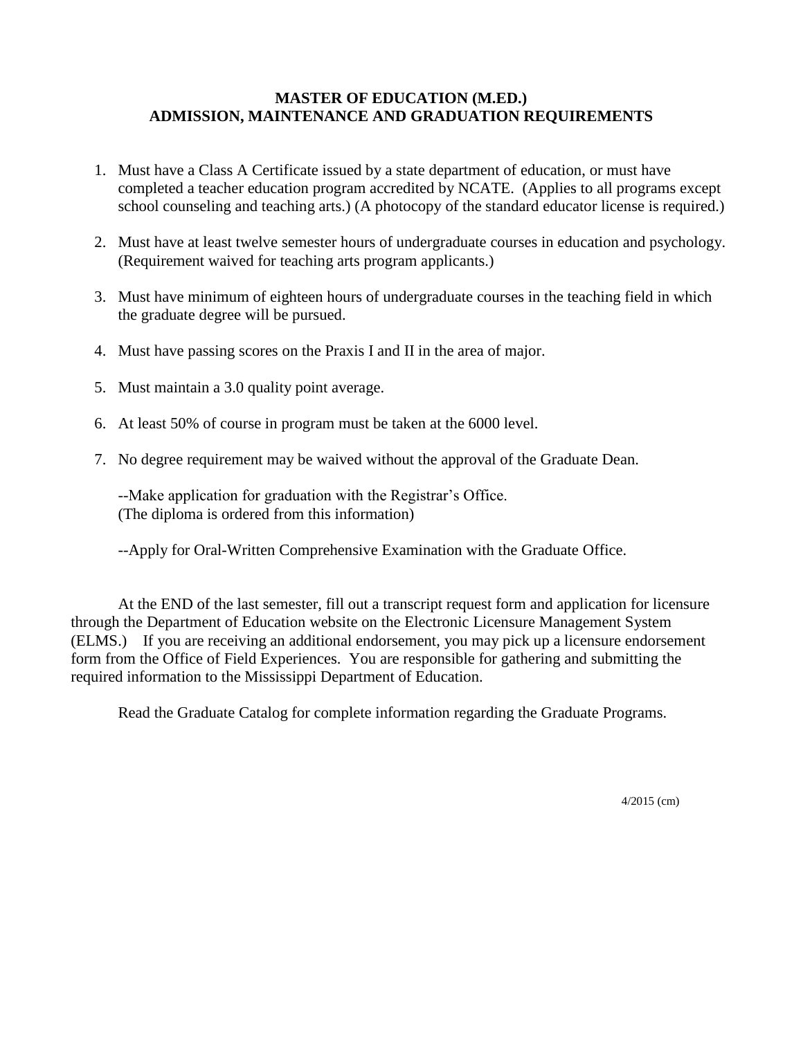# MASTER OF EDUCATION (M.ED.)
# ADMISSION, MAINTENANCE AND GRADUATION REQUIREMENTS

1. Must have a Class A Certificate issued by a state department of education, or must have completed a teacher education program accredited by NCATE. (Applies to all programs except school counseling and teaching arts.) (A photocopy of the standard educator license is required.)

2. Must have at least twelve semester hours of undergraduate courses in education and psychology. (Requirement waived for teaching arts program applicants.)

3. Must have minimum of eighteen hours of undergraduate courses in the teaching field in which the graduate degree will be pursued.

4. Must have passing scores on the Praxis I and II in the area of major.

5. Must maintain a 3.0 quality point average.

6. At least 50% of course in program must be taken at the 6000 level.

7. No degree requirement may be waived without the approval of the Graduate Dean.

   --Make application for graduation with the Registrar's Office.
   (The diploma is ordered from this information)

   --Apply for Oral-Written Comprehensive Examination with the Graduate Office.

At the END of the last semester, fill out a transcript request form and application for licensure through the Department of Education website on the Electronic Licensure Management System (ELMS.) If you are receiving an additional endorsement, you may pick up a licensure endorsement form from the Office of Field Experiences. You are responsible for gathering and submitting the required information to the Mississippi Department of Education.

Read the Graduate Catalog for complete information regarding the Graduate Programs.

4/2015 (cm)